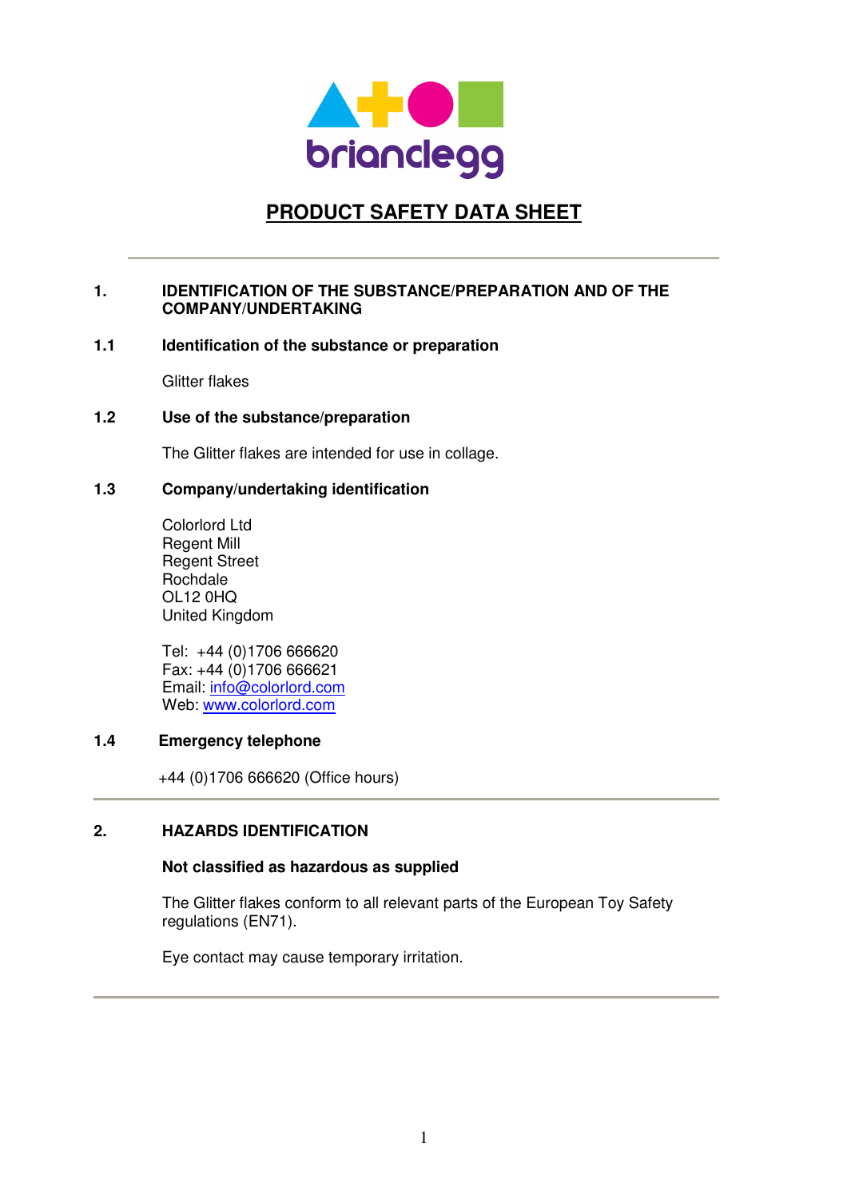briandegg

# PRODUCT SAFETY DATA SHEET

## 1. IDENTIFICATION OF THE SUBSTANCE/PREPARATION AND OF THE COMPANY/UNDERTAKING

### 1.1 Identification of the substance or preparation

Glitter flakes

### 1.2 Use of the substance/preparation

The Glitter flakes are intended for use in collage.

### 1.3 Company/undertaking identification

Colorlord Ltd
Regent Mill
Regent Street
Rochdale
OL12 0HQ
United Kingdom

Tel: +44 (0)1706 666620
Fax: +44 (0)1706 666621
Email: info@colorlord.com
Web: www.colorlord.com

### 1.4 Emergency telephone

+44 (0)1706 666620 (Office hours)

## 2. HAZARDS IDENTIFICATION

**Not classified as hazardous as supplied**

The Glitter flakes conform to all relevant parts of the European Toy Safety regulations (EN71).

Eye contact may cause temporary irritation.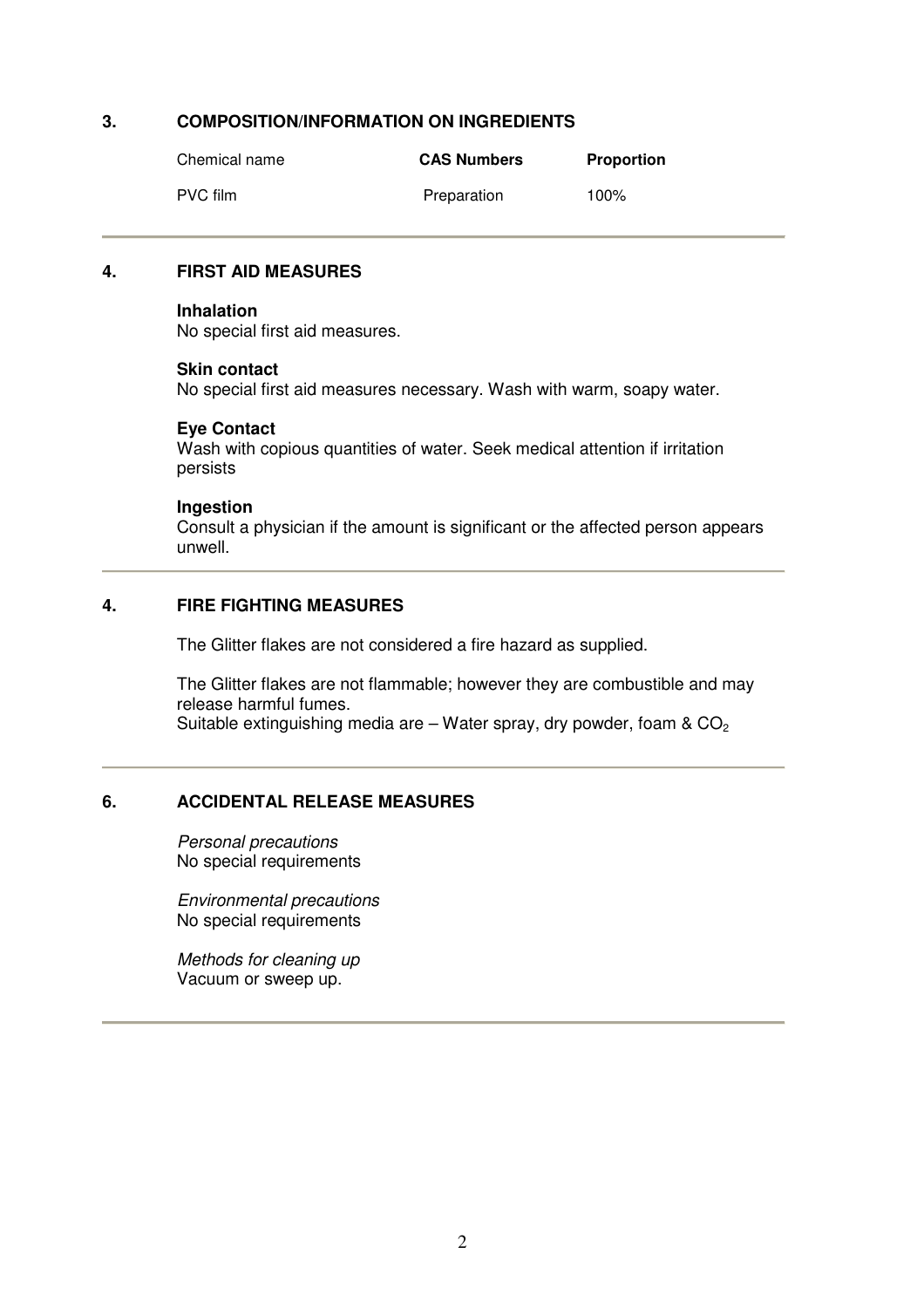## 3. COMPOSITION/INFORMATION ON INGREDIENTS

| Chemical name | CAS Numbers | Proportion |
|---|---|---|
| PVC film | Preparation | 100% |

## 4. FIRST AID MEASURES

**Inhalation**
No special first aid measures.

**Skin contact**
No special first aid measures necessary. Wash with warm, soapy water.

**Eye Contact**
Wash with copious quantities of water. Seek medical attention if irritation persists

**Ingestion**
Consult a physician if the amount is significant or the affected person appears unwell.

## 4. FIRE FIGHTING MEASURES

The Glitter flakes are not considered a fire hazard as supplied.

The Glitter flakes are not flammable; however they are combustible and may release harmful fumes.
Suitable extinguishing media are – Water spray, dry powder, foam & $CO_2$

## 6. ACCIDENTAL RELEASE MEASURES

*Personal precautions*
No special requirements

*Environmental precautions*
No special requirements

*Methods for cleaning up*
Vacuum or sweep up.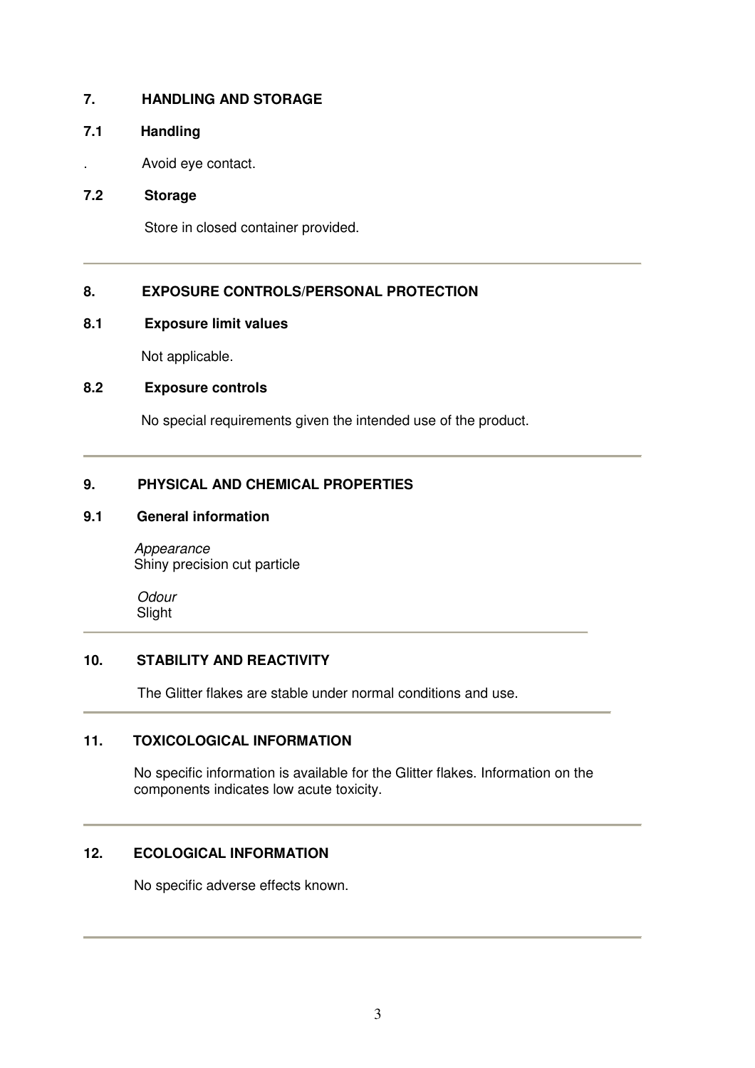## 7. HANDLING AND STORAGE

### 7.1 Handling

. Avoid eye contact.

### 7.2 Storage

Store in closed container provided.

---

## 8. EXPOSURE CONTROLS/PERSONAL PROTECTION

### 8.1 Exposure limit values

Not applicable.

### 8.2 Exposure controls

No special requirements given the intended use of the product.

---

## 9. PHYSICAL AND CHEMICAL PROPERTIES

### 9.1 General information

*Appearance*
Shiny precision cut particle

*Odour*
Slight

---

## 10. STABILITY AND REACTIVITY

The Glitter flakes are stable under normal conditions and use.

---

## 11. TOXICOLOGICAL INFORMATION

No specific information is available for the Glitter flakes. Information on the components indicates low acute toxicity.

---

## 12. ECOLOGICAL INFORMATION

No specific adverse effects known.

---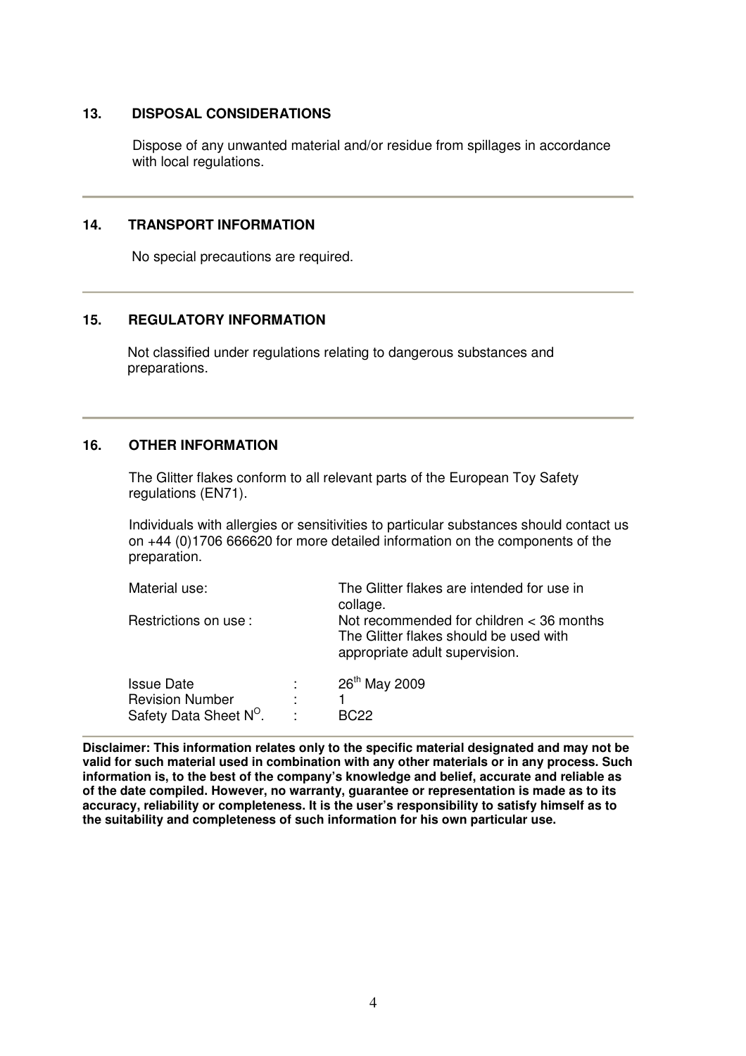## 13. DISPOSAL CONSIDERATIONS

Dispose of any unwanted material and/or residue from spillages in accordance with local regulations.

---

## 14. TRANSPORT INFORMATION

No special precautions are required.

---

## 15. REGULATORY INFORMATION

Not classified under regulations relating to dangerous substances and preparations.

---

## 16. OTHER INFORMATION

The Glitter flakes conform to all relevant parts of the European Toy Safety regulations (EN71).

Individuals with allergies or sensitivities to particular substances should contact us on +44 (0)1706 666620 for more detailed information on the components of the preparation.

| | |
|---|---|
| Material use: | The Glitter flakes are intended for use in collage. |
| Restrictions on use : | Not recommended for children < 36 months The Glitter flakes should be used with appropriate adult supervision. |

| | | |
|---|---|---|
| Issue Date | : | 26th May 2009 |
| Revision Number | : | 1 |
| Safety Data Sheet N$^{O}$. | : | BC22 |

---

**Disclaimer: This information relates only to the specific material designated and may not be valid for such material used in combination with any other materials or in any process. Such information is, to the best of the company's knowledge and belief, accurate and reliable as of the date compiled. However, no warranty, guarantee or representation is made as to its accuracy, reliability or completeness. It is the user's responsibility to satisfy himself as to the suitability and completeness of such information for his own particular use.**